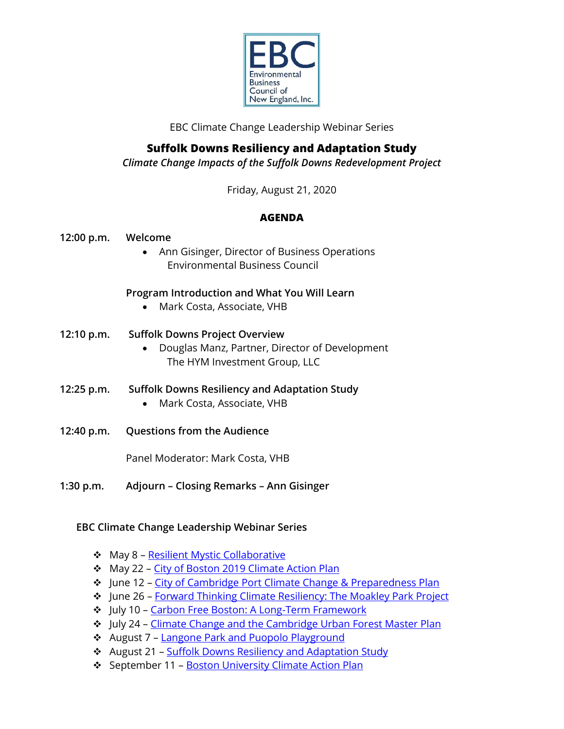EBC
Environmental Business Council of New England, Inc.

EBC Climate Change Leadership Webinar Series

# Suffolk Downs Resiliency and Adaptation Study

*Climate Change Impacts of the Suffolk Downs Redevelopment Project*

Friday, August 21, 2020

## AGENDA

**12:00 p.m.** **Welcome**

- Ann Gisinger, Director of Business Operations
  Environmental Business Council

**Program Introduction and What You Will Learn**

- Mark Costa, Associate, VHB

**12:10 p.m.** **Suffolk Downs Project Overview**

- Douglas Manz, Partner, Director of Development
  The HYM Investment Group, LLC

**12:25 p.m.** **Suffolk Downs Resiliency and Adaptation Study**

- Mark Costa, Associate, VHB

**12:40 p.m.** **Questions from the Audience**

Panel Moderator: Mark Costa, VHB

**1:30 p.m.** **Adjourn – Closing Remarks – Ann Gisinger**

### EBC Climate Change Leadership Webinar Series

- May 8 – Resilient Mystic Collaborative
- May 22 – City of Boston 2019 Climate Action Plan
- June 12 – City of Cambridge Port Climate Change & Preparedness Plan
- June 26 – Forward Thinking Climate Resiliency: The Moakley Park Project
- July 10 – Carbon Free Boston: A Long-Term Framework
- July 24 – Climate Change and the Cambridge Urban Forest Master Plan
- August 7 – Langone Park and Puopolo Playground
- August 21 – Suffolk Downs Resiliency and Adaptation Study
- September 11 – Boston University Climate Action Plan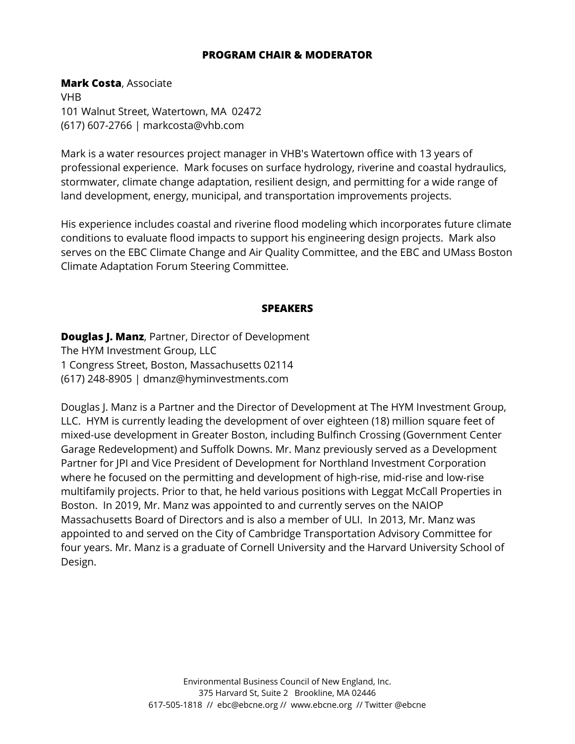## PROGRAM CHAIR & MODERATOR

**Mark Costa**, Associate
VHB
101 Walnut Street, Watertown, MA 02472
(617) 607-2766 | markcosta@vhb.com

Mark is a water resources project manager in VHB's Watertown office with 13 years of professional experience. Mark focuses on surface hydrology, riverine and coastal hydraulics, stormwater, climate change adaptation, resilient design, and permitting for a wide range of land development, energy, municipal, and transportation improvements projects.

His experience includes coastal and riverine flood modeling which incorporates future climate conditions to evaluate flood impacts to support his engineering design projects. Mark also serves on the EBC Climate Change and Air Quality Committee, and the EBC and UMass Boston Climate Adaptation Forum Steering Committee.

## SPEAKERS

**Douglas J. Manz**, Partner, Director of Development
The HYM Investment Group, LLC
1 Congress Street, Boston, Massachusetts 02114
(617) 248-8905 | dmanz@hyminvestments.com

Douglas J. Manz is a Partner and the Director of Development at The HYM Investment Group, LLC. HYM is currently leading the development of over eighteen (18) million square feet of mixed-use development in Greater Boston, including Bulfinch Crossing (Government Center Garage Redevelopment) and Suffolk Downs. Mr. Manz previously served as a Development Partner for JPI and Vice President of Development for Northland Investment Corporation where he focused on the permitting and development of high-rise, mid-rise and low-rise multifamily projects. Prior to that, he held various positions with Leggat McCall Properties in Boston. In 2019, Mr. Manz was appointed to and currently serves on the NAIOP Massachusetts Board of Directors and is also a member of ULI. In 2013, Mr. Manz was appointed to and served on the City of Cambridge Transportation Advisory Committee for four years. Mr. Manz is a graduate of Cornell University and the Harvard University School of Design.